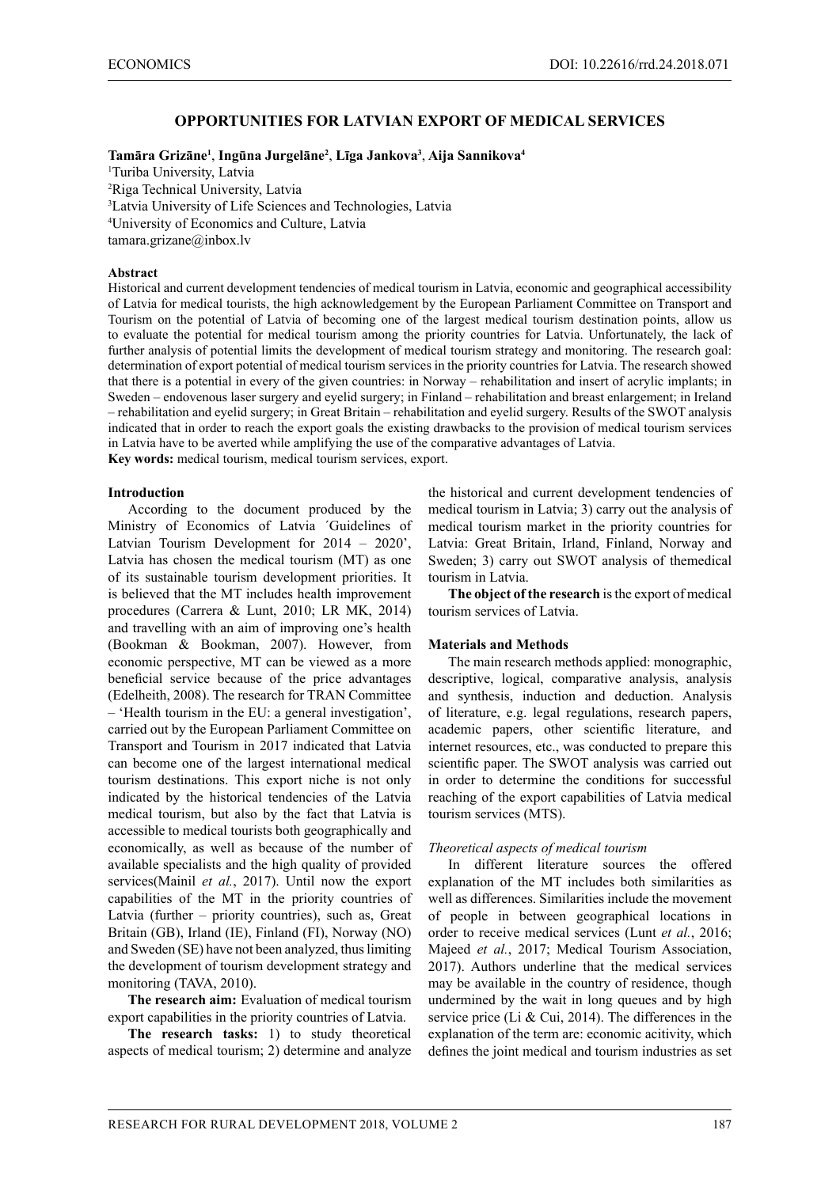# OPPORTUNITIES FOR LATVIAN EXPORT OF MEDICAL SERVICES

**Tamāra Grizāne[1], Ingūna Jurgelāne[2], Līga Jankova[3], Aija Sannikova[4]**

[1]Turiba University, Latvia
[2]Riga Technical University, Latvia
[3]Latvia University of Life Sciences and Technologies, Latvia
[4]University of Economics and Culture, Latvia
tamara.grizane@inbox.lv

**Abstract**

Historical and current development tendencies of medical tourism in Latvia, economic and geographical accessibility of Latvia for medical tourists, the high acknowledgement by the European Parliament Committee on Transport and Tourism on the potential of Latvia of becoming one of the largest medical tourism destination points, allow us to evaluate the potential for medical tourism among the priority countries for Latvia. Unfortunately, the lack of further analysis of potential limits the development of medical tourism strategy and monitoring. The research goal: determination of export potential of medical tourism services in the priority countries for Latvia. The research showed that there is a potential in every of the given countries: in Norway – rehabilitation and insert of acrylic implants; in Sweden – endovenous laser surgery and eyelid surgery; in Finland – rehabilitation and breast enlargement; in Ireland – rehabilitation and eyelid surgery; in Great Britain – rehabilitation and eyelid surgery. Results of the SWOT analysis indicated that in order to reach the export goals the existing drawbacks to the provision of medical tourism services in Latvia have to be averted while amplifying the use of the comparative advantages of Latvia.

**Key words:** medical tourism, medical tourism services, export.

## Introduction

According to the document produced by the Ministry of Economics of Latvia ´Guidelines of Latvian Tourism Development for 2014 – 2020', Latvia has chosen the medical tourism (MT) as one of its sustainable tourism development priorities. It is believed that the MT includes health improvement procedures (Carrera & Lunt, 2010; LR MK, 2014) and travelling with an aim of improving one's health (Bookman & Bookman, 2007). However, from economic perspective, MT can be viewed as a more beneficial service because of the price advantages (Edelheith, 2008). The research for TRAN Committee – 'Health tourism in the EU: a general investigation', carried out by the European Parliament Committee on Transport and Tourism in 2017 indicated that Latvia can become one of the largest international medical tourism destinations. This export niche is not only indicated by the historical tendencies of the Latvia medical tourism, but also by the fact that Latvia is accessible to medical tourists both geographically and economically, as well as because of the number of available specialists and the high quality of provided services(Mainil *et al.*, 2017). Until now the export capabilities of the MT in the priority countries of Latvia (further – priority countries), such as, Great Britain (GB), Irland (IE), Finland (FI), Norway (NO) and Sweden (SE) have not been analyzed, thus limiting the development of tourism development strategy and monitoring (TAVA, 2010).

**The research aim:** Evaluation of medical tourism export capabilities in the priority countries of Latvia.

**The research tasks:** 1) to study theoretical aspects of medical tourism; 2) determine and analyze the historical and current development tendencies of medical tourism in Latvia; 3) carry out the analysis of medical tourism market in the priority countries for Latvia: Great Britain, Irland, Finland, Norway and Sweden; 3) carry out SWOT analysis of themedical tourism in Latvia.

**The object of the research** is the export of medical tourism services of Latvia.

## Materials and Methods

The main research methods applied: monographic, descriptive, logical, comparative analysis, analysis and synthesis, induction and deduction. Analysis of literature, e.g. legal regulations, research papers, academic papers, other scientific literature, and internet resources, etc., was conducted to prepare this scientific paper. The SWOT analysis was carried out in order to determine the conditions for successful reaching of the export capabilities of Latvia medical tourism services (MTS).

### *Theoretical aspects of medical tourism*

In different literature sources the offered explanation of the MT includes both similarities as well as differences. Similarities include the movement of people in between geographical locations in order to receive medical services (Lunt *et al.*, 2016; Majeed *et al.*, 2017; Medical Tourism Association, 2017). Authors underline that the medical services may be available in the country of residence, though undermined by the wait in long queues and by high service price (Li & Cui, 2014). The differences in the explanation of the term are: economic acitivity, which defines the joint medical and tourism industries as set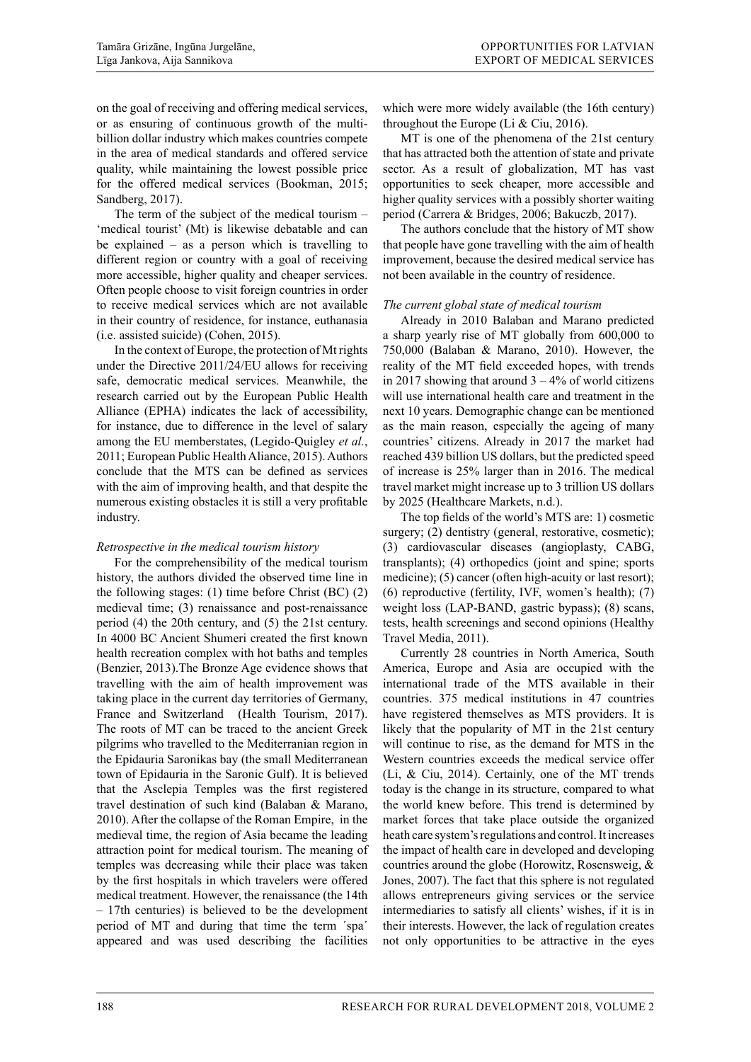on the goal of receiving and offering medical services, or as ensuring of continuous growth of the multi-billion dollar industry which makes countries compete in the area of medical standards and offered service quality, while maintaining the lowest possible price for the offered medical services (Bookman, 2015; Sandberg, 2017).

The term of the subject of the medical tourism – 'medical tourist' (Mt) is likewise debatable and can be explained – as a person which is travelling to different region or country with a goal of receiving more accessible, higher quality and cheaper services. Often people choose to visit foreign countries in order to receive medical services which are not available in their country of residence, for instance, euthanasia (i.e. assisted suicide) (Cohen, 2015).

In the context of Europe, the protection of Mt rights under the Directive 2011/24/EU allows for receiving safe, democratic medical services. Meanwhile, the research carried out by the European Public Health Alliance (EPHA) indicates the lack of accessibility, for instance, due to difference in the level of salary among the EU memberstates, (Legido-Quigley *et al.*, 2011; European Public Health Aliance, 2015). Authors conclude that the MTS can be defined as services with the aim of improving health, and that despite the numerous existing obstacles it is still a very profitable industry.

*Retrospective in the medical tourism history*

For the comprehensibility of the medical tourism history, the authors divided the observed time line in the following stages: (1) time before Christ (BC) (2) medieval time; (3) renaissance and post-renaissance period (4) the 20th century, and (5) the 21st century. In 4000 BC Ancient Shumeri created the first known health recreation complex with hot baths and temples (Benzier, 2013).The Bronze Age evidence shows that travelling with the aim of health improvement was taking place in the current day territories of Germany, France and Switzerland (Health Tourism, 2017). The roots of MT can be traced to the ancient Greek pilgrims who travelled to the Mediterranian region in the Epidauria Saronikas bay (the small Mediterranean town of Epidauria in the Saronic Gulf). It is believed that the Asclepia Temples was the first registered travel destination of such kind (Balaban & Marano, 2010). After the collapse of the Roman Empire, in the medieval time, the region of Asia became the leading attraction point for medical tourism. The meaning of temples was decreasing while their place was taken by the first hospitals in which travelers were offered medical treatment. However, the renaissance (the 14th – 17th centuries) is believed to be the development period of MT and during that time the term ´spa´ appeared and was used describing the facilities which were more widely available (the 16th century) throughout the Europe (Li & Ciu, 2016).

MT is one of the phenomena of the 21st century that has attracted both the attention of state and private sector. As a result of globalization, MT has vast opportunities to seek cheaper, more accessible and higher quality services with a possibly shorter waiting period (Carrera & Bridges, 2006; Bakuczb, 2017).

The authors conclude that the history of MT show that people have gone travelling with the aim of health improvement, because the desired medical service has not been available in the country of residence.

*The current global state of medical tourism*

Already in 2010 Balaban and Marano predicted a sharp yearly rise of MT globally from 600,000 to 750,000 (Balaban & Marano, 2010). However, the reality of the MT field exceeded hopes, with trends in 2017 showing that around 3 – 4% of world citizens will use international health care and treatment in the next 10 years. Demographic change can be mentioned as the main reason, especially the ageing of many countries' citizens. Already in 2017 the market had reached 439 billion US dollars, but the predicted speed of increase is 25% larger than in 2016. The medical travel market might increase up to 3 trillion US dollars by 2025 (Healthcare Markets, n.d.).

The top fields of the world's MTS are: 1) cosmetic surgery; (2) dentistry (general, restorative, cosmetic); (3) cardiovascular diseases (angioplasty, CABG, transplants); (4) orthopedics (joint and spine; sports medicine); (5) cancer (often high-acuity or last resort); (6) reproductive (fertility, IVF, women's health); (7) weight loss (LAP-BAND, gastric bypass); (8) scans, tests, health screenings and second opinions (Healthy Travel Media, 2011).

Currently 28 countries in North America, South America, Europe and Asia are occupied with the international trade of the MTS available in their countries. 375 medical institutions in 47 countries have registered themselves as MTS providers. It is likely that the popularity of MT in the 21st century will continue to rise, as the demand for MTS in the Western countries exceeds the medical service offer (Li, & Ciu, 2014). Certainly, one of the MT trends today is the change in its structure, compared to what the world knew before. This trend is determined by market forces that take place outside the organized heath care system's regulations and control. It increases the impact of health care in developed and developing countries around the globe (Horowitz, Rosensweig, & Jones, 2007). The fact that this sphere is not regulated allows entrepreneurs giving services or the service intermediaries to satisfy all clients' wishes, if it is in their interests. However, the lack of regulation creates not only opportunities to be attractive in the eyes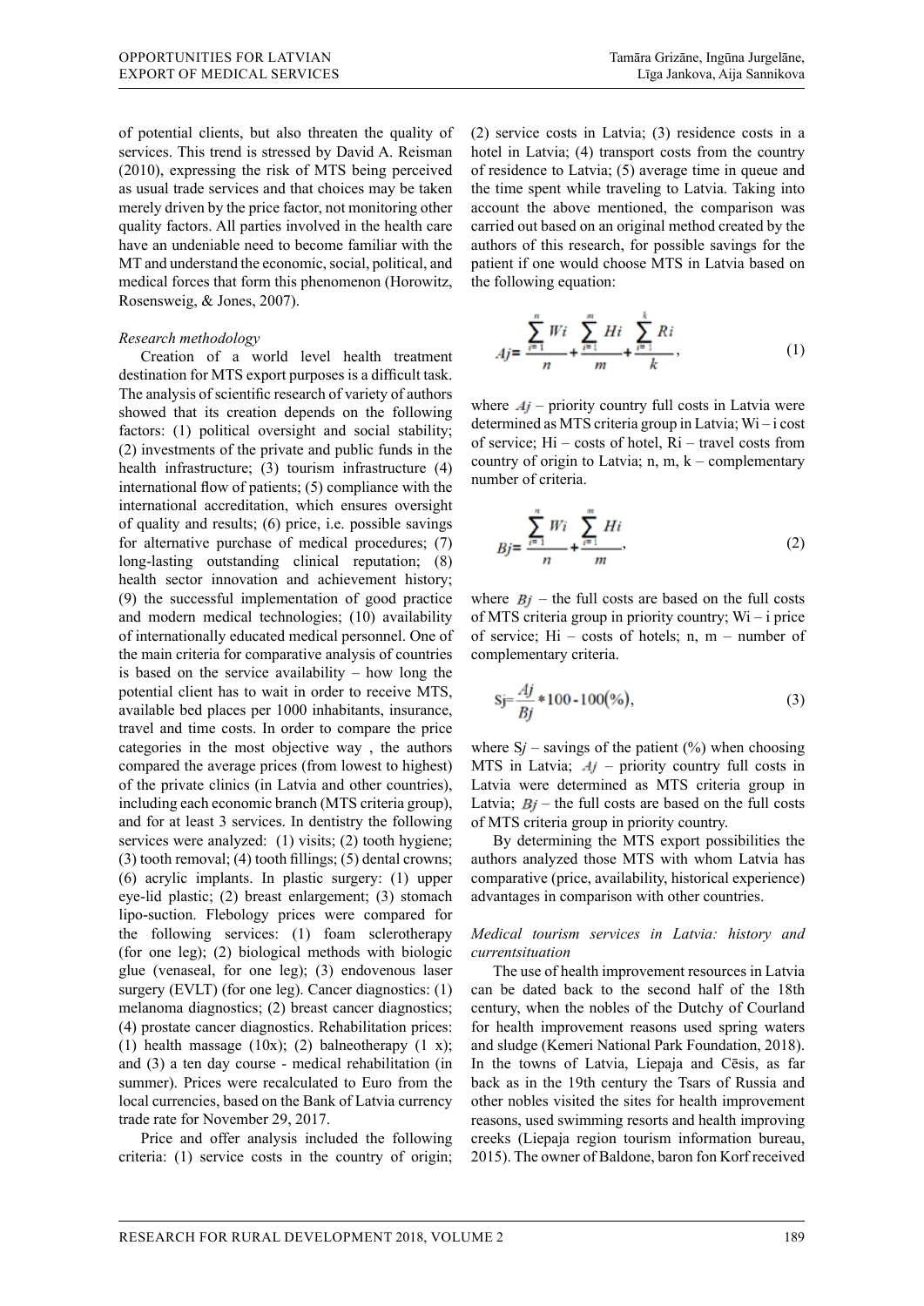of potential clients, but also threaten the quality of services. This trend is stressed by David A. Reisman (2010), expressing the risk of MTS being perceived as usual trade services and that choices may be taken merely driven by the price factor, not monitoring other quality factors. All parties involved in the health care have an undeniable need to become familiar with the MT and understand the economic, social, political, and medical forces that form this phenomenon (Horowitz, Rosensweig, & Jones, 2007).

*Research methodology*

Creation of a world level health treatment destination for MTS export purposes is a difficult task. The analysis of scientific research of variety of authors showed that its creation depends on the following factors: (1) political oversight and social stability; (2) investments of the private and public funds in the health infrastructure; (3) tourism infrastructure (4) international flow of patients; (5) compliance with the international accreditation, which ensures oversight of quality and results; (6) price, i.e. possible savings for alternative purchase of medical procedures; (7) long-lasting outstanding clinical reputation; (8) health sector innovation and achievement history; (9) the successful implementation of good practice and modern medical technologies; (10) availability of internationally educated medical personnel. One of the main criteria for comparative analysis of countries is based on the service availability – how long the potential client has to wait in order to receive MTS, available bed places per 1000 inhabitants, insurance, travel and time costs. In order to compare the price categories in the most objective way , the authors compared the average prices (from lowest to highest) of the private clinics (in Latvia and other countries), including each economic branch (MTS criteria group), and for at least 3 services. In dentistry the following services were analyzed: (1) visits; (2) tooth hygiene; (3) tooth removal; (4) tooth fillings; (5) dental crowns; (6) acrylic implants. In plastic surgery: (1) upper eye-lid plastic; (2) breast enlargement; (3) stomach lipo-suction. Flebology prices were compared for the following services: (1) foam sclerotherapy (for one leg); (2) biological methods with biologic glue (venaseal, for one leg); (3) endovenous laser surgery (EVLT) (for one leg). Cancer diagnostics: (1) melanoma diagnostics; (2) breast cancer diagnostics; (4) prostate cancer diagnostics. Rehabilitation prices: (1) health massage (10x); (2) balneotherapy (1 x); and (3) a ten day course - medical rehabilitation (in summer). Prices were recalculated to Euro from the local currencies, based on the Bank of Latvia currency trade rate for November 29, 2017.

Price and offer analysis included the following criteria: (1) service costs in the country of origin; (2) service costs in Latvia; (3) residence costs in a hotel in Latvia; (4) transport costs from the country of residence to Latvia; (5) average time in queue and the time spent while traveling to Latvia. Taking into account the above mentioned, the comparison was carried out based on an original method created by the authors of this research, for possible savings for the patient if one would choose MTS in Latvia based on the following equation:

$$Aj = \frac{\sum_{i=1}^{n} Wi}{n} + \frac{\sum_{i=1}^{m} Hi}{m} + \frac{\sum_{i=1}^{k} Ri}{k}, \tag{1}$$

where $Aj$ – priority country full costs in Latvia were determined as MTS criteria group in Latvia; Wi – i cost of service; Hi – costs of hotel, Ri – travel costs from country of origin to Latvia; n, m, k – complementary number of criteria.

$$Bj = \frac{\sum_{i=1}^{n} Wi}{n} + \frac{\sum_{i=1}^{m} Hi}{m}, \tag{2}$$

where $Bj$ – the full costs are based on the full costs of MTS criteria group in priority country; Wi – i price of service; Hi – costs of hotels; n, m – number of complementary criteria.

$$Sj = \frac{Aj}{Bj} * 100 - 100(\%), \tag{3}$$

where S*j* – savings of the patient (%) when choosing MTS in Latvia; $Aj$ – priority country full costs in Latvia were determined as MTS criteria group in Latvia; $Bj$ – the full costs are based on the full costs of MTS criteria group in priority country.

By determining the MTS export possibilities the authors analyzed those MTS with whom Latvia has comparative (price, availability, historical experience) advantages in comparison with other countries.

*Medical tourism services in Latvia: history and currentsituation*

The use of health improvement resources in Latvia can be dated back to the second half of the 18th century, when the nobles of the Dutchy of Courland for health improvement reasons used spring waters and sludge (Kemeri National Park Foundation, 2018). In the towns of Latvia, Liepaja and Cēsis, as far back as in the 19th century the Tsars of Russia and other nobles visited the sites for health improvement reasons, used swimming resorts and health improving creeks (Liepaja region tourism information bureau, 2015). The owner of Baldone, baron fon Korf received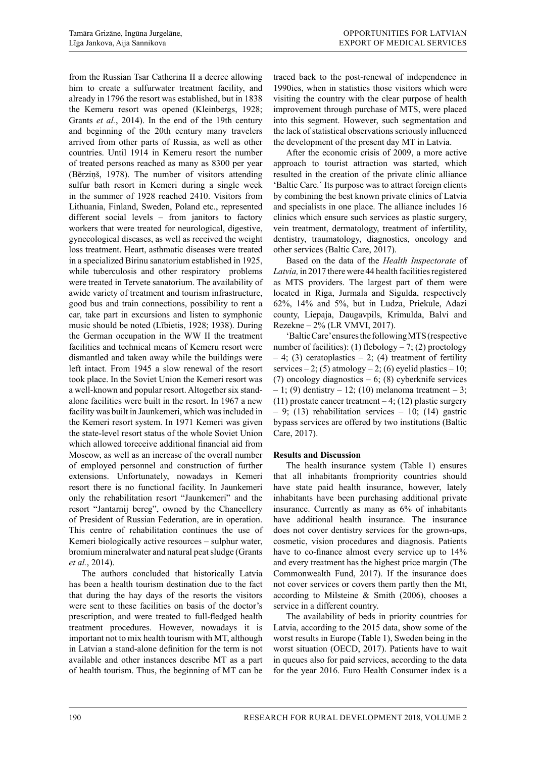from the Russian Tsar Catherina II a decree allowing him to create a sulfurwater treatment facility, and already in 1796 the resort was established, but in 1838 the Kemeru resort was opened (Kleinbergs, 1928; Grants *et al.*, 2014). In the end of the 19th century and beginning of the 20th century many travelers arrived from other parts of Russia, as well as other countries. Until 1914 in Kemeru resort the number of treated persons reached as many as 8300 per year (Bērziņš, 1978). The number of visitors attending sulfur bath resort in Kemeri during a single week in the summer of 1928 reached 2410. Visitors from Lithuania, Finland, Sweden, Poland etc., represented different social levels – from janitors to factory workers that were treated for neurological, digestive, gynecological diseases, as well as received the weight loss treatment. Heart, asthmatic diseases were treated in a specialized Birinu sanatorium established in 1925, while tuberculosis and other respiratory problems were treated in Tervete sanatorium. The availability of awide variety of treatment and tourism infrastructure, good bus and train connections, possibility to rent a car, take part in excursions and listen to symphonic music should be noted (Lībietis, 1928; 1938). During the German occupation in the WW II the treatment facilities and technical means of Kemeru resort were dismantled and taken away while the buildings were left intact. From 1945 a slow renewal of the resort took place. In the Soviet Union the Kemeri resort was a well-known and popular resort. Altogether six stand-alone facilities were built in the resort. In 1967 a new facility was built in Jaunkemeri, which was included in the Kemeri resort system. In 1971 Kemeri was given the state-level resort status of the whole Soviet Union which allowed toreceive additional financial aid from Moscow, as well as an increase of the overall number of employed personnel and construction of further extensions. Unfortunately, nowadays in Kemeri resort there is no functional facility. In Jaunkemeri only the rehabilitation resort "Jaunkemeri" and the resort "Jantarnij bereg", owned by the Chancellery of President of Russian Federation, are in operation. This centre of rehabilitation continues the use of Kemeri biologically active resources – sulphur water, bromium mineralwater and natural peat sludge (Grants *et al.*, 2014).

The authors concluded that historically Latvia has been a health tourism destination due to the fact that during the hay days of the resorts the visitors were sent to these facilities on basis of the doctor's prescription, and were treated to full-fledged health treatment procedures. However, nowadays it is important not to mix health tourism with MT, although in Latvian a stand-alone definition for the term is not available and other instances describe MT as a part of health tourism. Thus, the beginning of MT can be traced back to the post-renewal of independence in 1990ies, when in statistics those visitors which were visiting the country with the clear purpose of health improvement through purchase of MTS, were placed into this segment. However, such segmentation and the lack of statistical observations seriously influenced the development of the present day MT in Latvia.

After the economic crisis of 2009, a more active approach to tourist attraction was started, which resulted in the creation of the private clinic alliance 'Baltic Care.' Its purpose was to attract foreign clients by combining the best known private clinics of Latvia and specialists in one place. The alliance includes 16 clinics which ensure such services as plastic surgery, vein treatment, dermatology, treatment of infertility, dentistry, traumatology, diagnostics, oncology and other services (Baltic Care, 2017).

Based on the data of the *Health Inspectorate* of *Latvia,* in 2017 there were 44 health facilities registered as MTS providers. The largest part of them were located in Riga, Jurmala and Sigulda, respectively 62%, 14% and 5%, but in Ludza, Priekule, Adazi county, Liepaja, Daugavpils, Krimulda, Balvi and Rezekne – 2% (LR VMVI, 2017).

'Baltic Care' ensures the following MTS (respective number of facilities): (1) flebology – 7; (2) proctology – 4; (3) ceratoplastics – 2; (4) treatment of fertility services – 2; (5) atmology – 2; (6) eyelid plastics – 10; (7) oncology diagnostics – 6; (8) cyberknife services – 1; (9) dentistry – 12; (10) melanoma treatment – 3; (11) prostate cancer treatment – 4; (12) plastic surgery – 9; (13) rehabilitation services – 10; (14) gastric bypass services are offered by two institutions (Baltic Care, 2017).

## Results and Discussion

The health insurance system (Table 1) ensures that all inhabitants frompriority countries should have state paid health insurance, however, lately inhabitants have been purchasing additional private insurance. Currently as many as 6% of inhabitants have additional health insurance. The insurance does not cover dentistry services for the grown-ups, cosmetic, vision procedures and diagnosis. Patients have to co-finance almost every service up to 14% and every treatment has the highest price margin (The Commonwealth Fund, 2017). If the insurance does not cover services or covers them partly then the Mt, according to Milsteine & Smith (2006), chooses a service in a different country.

The availability of beds in priority countries for Latvia, according to the 2015 data, show some of the worst results in Europe (Table 1), Sweden being in the worst situation (OECD, 2017). Patients have to wait in queues also for paid services, according to the data for the year 2016. Euro Health Consumer index is a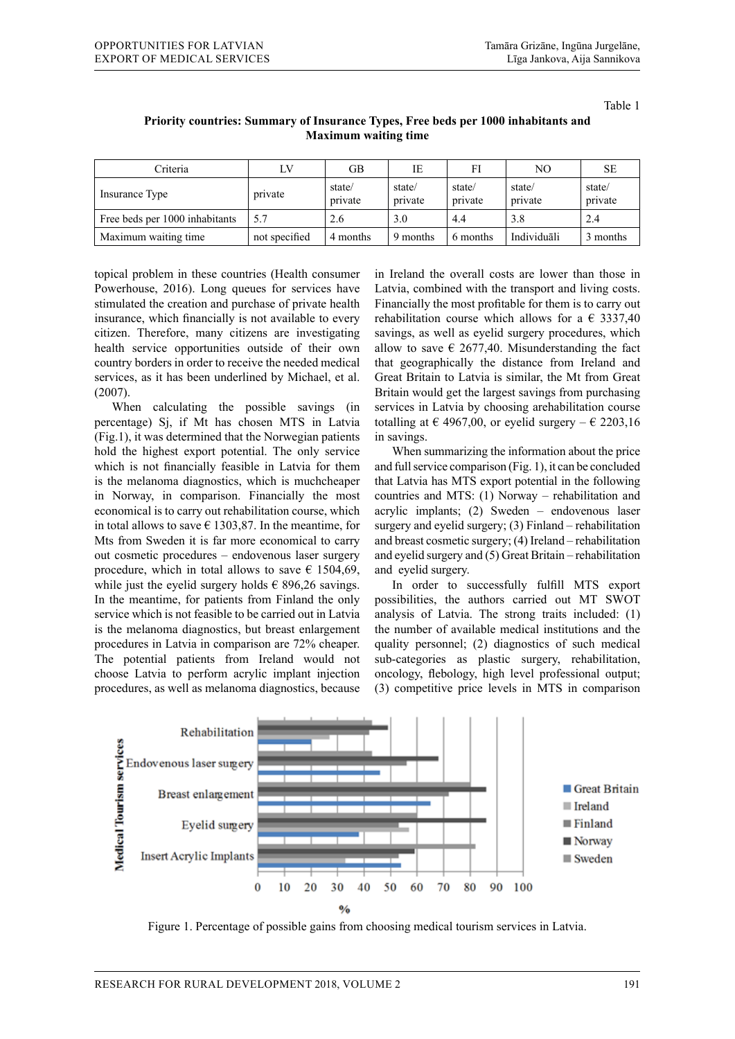Table 1

**Priority countries: Summary of Insurance Types, Free beds per 1000 inhabitants and Maximum waiting time**

| Criteria | LV | GB | IE | FI | NO | SE |
|---|---|---|---|---|---|---|
| Insurance Type | private | state/ private | state/ private | state/ private | state/ private | state/ private |
| Free beds per 1000 inhabitants | 5.7 | 2.6 | 3.0 | 4.4 | 3.8 | 2.4 |
| Maximum waiting time | not specified | 4 months | 9 months | 6 months | Individuāli | 3 months |

topical problem in these countries (Health consumer Powerhouse, 2016). Long queues for services have stimulated the creation and purchase of private health insurance, which financially is not available to every citizen. Therefore, many citizens are investigating health service opportunities outside of their own country borders in order to receive the needed medical services, as it has been underlined by Michael, et al. (2007).

When calculating the possible savings (in percentage) Sj, if Mt has chosen MTS in Latvia (Fig.1), it was determined that the Norwegian patients hold the highest export potential. The only service which is not financially feasible in Latvia for them is the melanoma diagnostics, which is muchcheaper in Norway, in comparison. Financially the most economical is to carry out rehabilitation course, which in total allows to save € 1303,87. In the meantime, for Mts from Sweden it is far more economical to carry out cosmetic procedures – endovenous laser surgery procedure, which in total allows to save € 1504,69, while just the eyelid surgery holds € 896,26 savings. In the meantime, for patients from Finland the only service which is not feasible to be carried out in Latvia is the melanoma diagnostics, but breast enlargement procedures in Latvia in comparison are 72% cheaper. The potential patients from Ireland would not choose Latvia to perform acrylic implant injection procedures, as well as melanoma diagnostics, because in Ireland the overall costs are lower than those in Latvia, combined with the transport and living costs. Financially the most profitable for them is to carry out rehabilitation course which allows for a € 3337,40 savings, as well as eyelid surgery procedures, which allow to save € 2677,40. Misunderstanding the fact that geographically the distance from Ireland and Great Britain to Latvia is similar, the Mt from Great Britain would get the largest savings from purchasing services in Latvia by choosing arehabilitation course totalling at € 4967,00, or eyelid surgery – € 2203,16 in savings.

When summarizing the information about the price and full service comparison (Fig. 1), it can be concluded that Latvia has MTS export potential in the following countries and MTS: (1) Norway – rehabilitation and acrylic implants; (2) Sweden – endovenous laser surgery and eyelid surgery; (3) Finland – rehabilitation and breast cosmetic surgery; (4) Ireland – rehabilitation and eyelid surgery and (5) Great Britain – rehabilitation and eyelid surgery.

In order to successfully fulfill MTS export possibilities, the authors carried out MT SWOT analysis of Latvia. The strong traits included: (1) the number of available medical institutions and the quality diagnostics of such medical sub-categories as plastic surgery, rehabilitation, oncology, flebology, high level professional output; (3) competitive price levels in MTS in comparison

Figure 1. Percentage of possible gains from choosing medical tourism services in Latvia.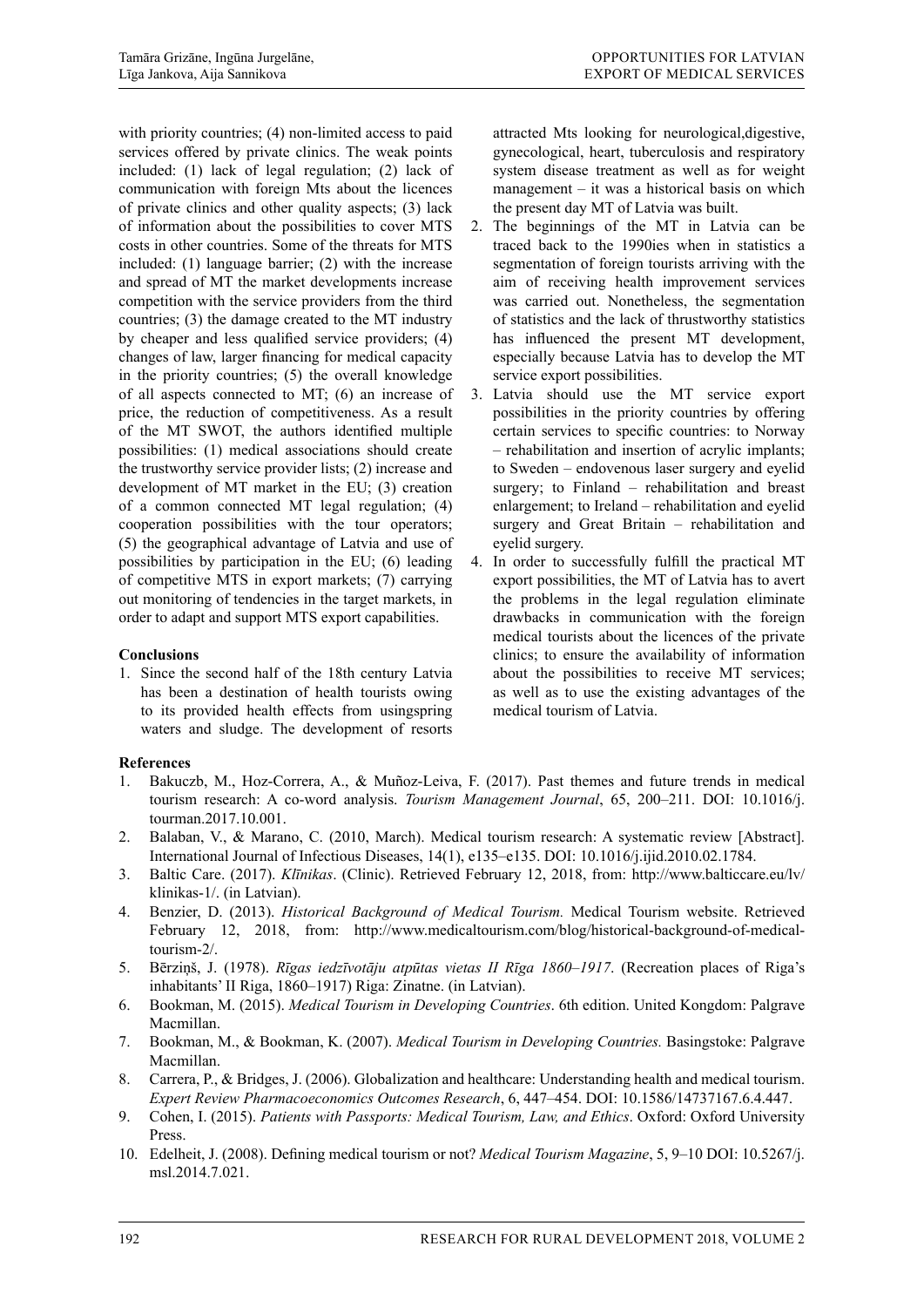with priority countries; (4) non-limited access to paid services offered by private clinics. The weak points included: (1) lack of legal regulation; (2) lack of communication with foreign Mts about the licences of private clinics and other quality aspects; (3) lack of information about the possibilities to cover MTS costs in other countries. Some of the threats for MTS included: (1) language barrier; (2) with the increase and spread of MT the market developments increase competition with the service providers from the third countries; (3) the damage created to the MT industry by cheaper and less qualified service providers; (4) changes of law, larger financing for medical capacity in the priority countries; (5) the overall knowledge of all aspects connected to MT; (6) an increase of price, the reduction of competitiveness. As a result of the MT SWOT, the authors identified multiple possibilities: (1) medical associations should create the trustworthy service provider lists; (2) increase and development of MT market in the EU; (3) creation of a common connected MT legal regulation; (4) cooperation possibilities with the tour operators; (5) the geographical advantage of Latvia and use of possibilities by participation in the EU; (6) leading of competitive MTS in export markets; (7) carrying out monitoring of tendencies in the target markets, in order to adapt and support MTS export capabilities.

## Conclusions

1. Since the second half of the 18th century Latvia has been a destination of health tourists owing to its provided health effects from usingspring waters and sludge. The development of resorts attracted Mts looking for neurological,digestive, gynecological, heart, tuberculosis and respiratory system disease treatment as well as for weight management – it was a historical basis on which the present day MT of Latvia was built.
2. The beginnings of the MT in Latvia can be traced back to the 1990ies when in statistics a segmentation of foreign tourists arriving with the aim of receiving health improvement services was carried out. Nonetheless, the segmentation of statistics and the lack of thrustworthy statistics has influenced the present MT development, especially because Latvia has to develop the MT service export possibilities.
3. Latvia should use the MT service export possibilities in the priority countries by offering certain services to specific countries: to Norway – rehabilitation and insertion of acrylic implants; to Sweden – endovenous laser surgery and eyelid surgery; to Finland – rehabilitation and breast enlargement; to Ireland – rehabilitation and eyelid surgery and Great Britain – rehabilitation and eyelid surgery.
4. In order to successfully fulfill the practical MT export possibilities, the MT of Latvia has to avert the problems in the legal regulation eliminate drawbacks in communication with the foreign medical tourists about the licences of the private clinics; to ensure the availability of information about the possibilities to receive MT services; as well as to use the existing advantages of the medical tourism of Latvia.

## References

1. Bakuczb, M., Hoz-Correra, A., & Muñoz-Leiva, F. (2017). Past themes and future trends in medical tourism research: A co-word analysis. *Tourism Management Journal*, 65, 200–211. DOI: 10.1016/j.tourman.2017.10.001.
2. Balaban, V., & Marano, C. (2010, March). Medical tourism research: A systematic review [Abstract]. International Journal of Infectious Diseases, 14(1), e135–e135. DOI: 10.1016/j.ijid.2010.02.1784.
3. Baltic Care. (2017). *Klīnikas*. (Clinic). Retrieved February 12, 2018, from: http://www.balticcare.eu/lv/klinikas-1/. (in Latvian).
4. Benzier, D. (2013). *Historical Background of Medical Tourism.* Medical Tourism website. Retrieved February 12, 2018, from: http://www.medicaltourism.com/blog/historical-background-of-medical-tourism-2/.
5. Bērziņš, J. (1978). *Rīgas iedzīvotāju atpūtas vietas II Rīga 1860–1917*. (Recreation places of Riga's inhabitants' II Riga, 1860–1917) Riga: Zinatne. (in Latvian).
6. Bookman, M. (2015). *Medical Tourism in Developing Countries*. 6th edition. United Kongdom: Palgrave Macmillan.
7. Bookman, M., & Bookman, K. (2007). *Medical Tourism in Developing Countries.* Basingstoke: Palgrave Macmillan.
8. Carrera, P., & Bridges, J. (2006). Globalization and healthcare: Understanding health and medical tourism. *Expert Review Pharmacoeconomics Outcomes Research*, 6, 447–454. DOI: 10.1586/14737167.6.4.447.
9. Cohen, I. (2015). *Patients with Passports: Medical Tourism, Law, and Ethics*. Oxford: Oxford University Press.
10. Edelheit, J. (2008). Defining medical tourism or not? *Medical Tourism Magazine*, 5, 9–10 DOI: 10.5267/j.msl.2014.7.021.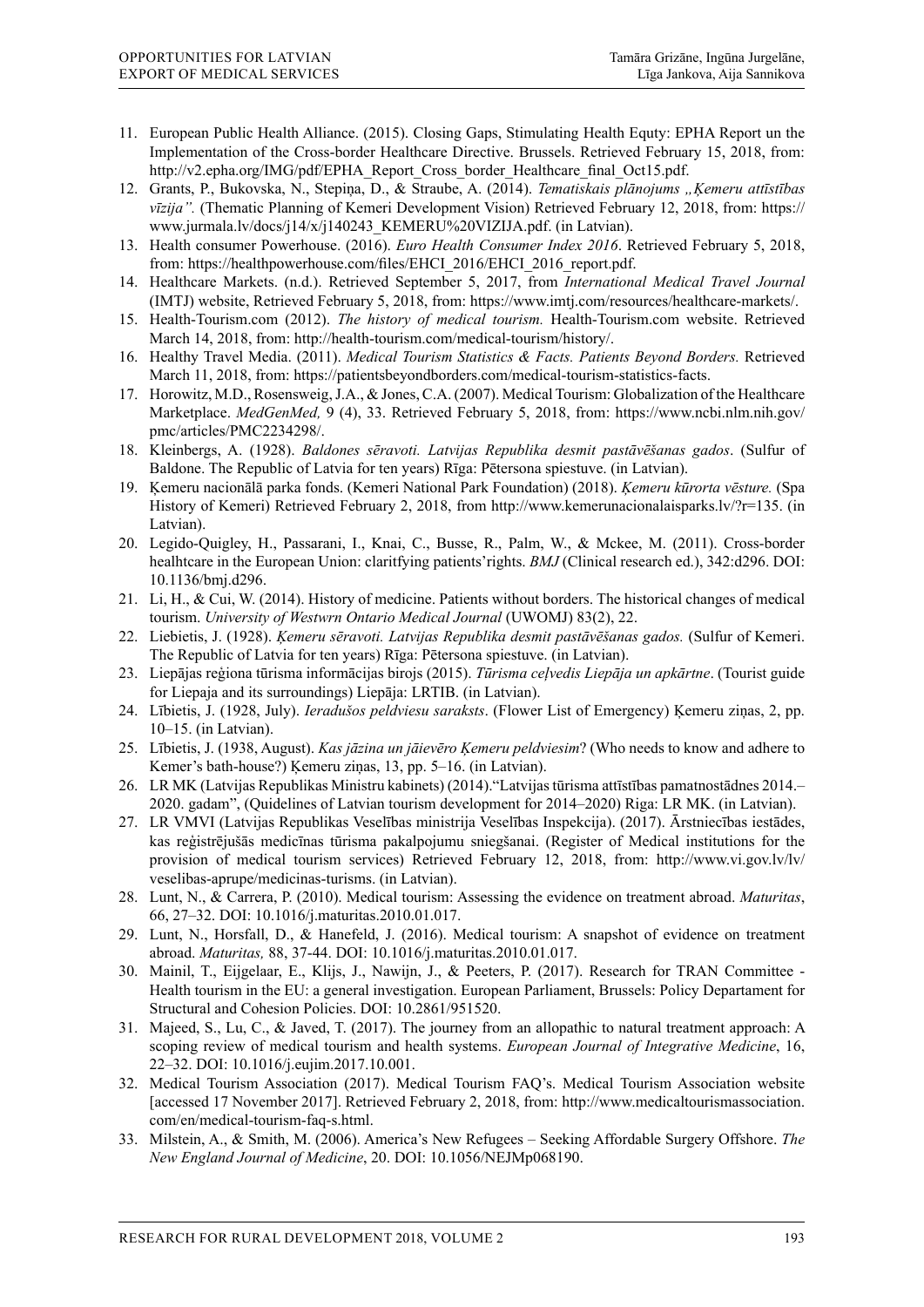11. European Public Health Alliance. (2015). Closing Gaps, Stimulating Health Equty: EPHA Report un the Implementation of the Cross-border Healthcare Directive. Brussels. Retrieved February 15, 2018, from: http://v2.epha.org/IMG/pdf/EPHA_Report_Cross_border_Healthcare_final_Oct15.pdf.
12. Grants, P., Bukovska, N., Stepiņa, D., & Straube, A. (2014). *Tematiskais plānojums „Ķemeru attīstības vīzija".* (Thematic Planning of Kemeri Development Vision) Retrieved February 12, 2018, from: https://www.jurmala.lv/docs/j14/x/j140243_KEMERU%20VIZIJA.pdf. (in Latvian).
13. Health consumer Powerhouse. (2016). *Euro Health Consumer Index 2016*. Retrieved February 5, 2018, from: https://healthpowerhouse.com/files/EHCI_2016/EHCI_2016_report.pdf.
14. Healthcare Markets. (n.d.). Retrieved September 5, 2017, from *International Medical Travel Journal* (IMTJ) website, Retrieved February 5, 2018, from: https://www.imtj.com/resources/healthcare-markets/.
15. Health-Tourism.com (2012). *The history of medical tourism.* Health-Tourism.com website. Retrieved March 14, 2018, from: http://health-tourism.com/medical-tourism/history/.
16. Healthy Travel Media. (2011). *Medical Tourism Statistics & Facts. Patients Beyond Borders.* Retrieved March 11, 2018, from: https://patientsbeyondborders.com/medical-tourism-statistics-facts.
17. Horowitz, M.D., Rosensweig, J.A., & Jones, C.A. (2007). Medical Tourism: Globalization of the Healthcare Marketplace. *MedGenMed,* 9 (4), 33. Retrieved February 5, 2018, from: https://www.ncbi.nlm.nih.gov/pmc/articles/PMC2234298/.
18. Kleinbergs, A. (1928). *Baldones sēravoti. Latvijas Republika desmit pastāvēšanas gados*. (Sulfur of Baldone. The Republic of Latvia for ten years) Rīga: Pētersona spiestuve. (in Latvian).
19. Ķemeru nacionālā parka fonds. (Kemeri National Park Foundation) (2018). *Ķemeru kūrorta vēsture.* (Spa History of Kemeri) Retrieved February 2, 2018, from http://www.kemerunacionalaisparks.lv/?r=135. (in Latvian).
20. Legido-Quigley, H., Passarani, I., Knai, C., Busse, R., Palm, W., & Mckee, M. (2011). Cross-border healhtcare in the European Union: claritfying patients'rights. *BMJ* (Clinical research ed.), 342:d296. DOI: 10.1136/bmj.d296.
21. Li, H., & Cui, W. (2014). History of medicine. Patients without borders. The historical changes of medical tourism. *University of Westwrn Ontario Medical Journal* (UWOMJ) 83(2), 22.
22. Liebietis, J. (1928). *Ķemeru sēravoti. Latvijas Republika desmit pastāvēšanas gados.* (Sulfur of Kemeri. The Republic of Latvia for ten years) Rīga: Pētersona spiestuve. (in Latvian).
23. Liepājas reģiona tūrisma informācijas birojs (2015). *Tūrisma ceļvedis Liepāja un apkārtne*. (Tourist guide for Liepaja and its surroundings) Liepāja: LRTIB. (in Latvian).
24. Lībietis, J. (1928, July). *Ieradušos peldviesu saraksts*. (Flower List of Emergency) Ķemeru ziņas, 2, pp. 10–15. (in Latvian).
25. Lībietis, J. (1938, August). *Kas jāzina un jāievēro Ķemeru peldviesim*? (Who needs to know and adhere to Kemer's bath-house?) Ķemeru ziņas, 13, pp. 5–16. (in Latvian).
26. LR MK (Latvijas Republikas Ministru kabinets) (2014)."Latvijas tūrisma attīstības pamatnostādnes 2014.–2020. gadam", (Quidelines of Latvian tourism development for 2014–2020) Riga: LR MK. (in Latvian).
27. LR VMVI (Latvijas Republikas Veselības ministrija Veselības Inspekcija). (2017). Ārstniecības iestādes, kas reģistrējušās medicīnas tūrisma pakalpojumu sniegšanai. (Register of Medical institutions for the provision of medical tourism services) Retrieved February 12, 2018, from: http://www.vi.gov.lv/lv/veselibas-aprupe/medicinas-turisms. (in Latvian).
28. Lunt, N., & Carrera, P. (2010). Medical tourism: Assessing the evidence on treatment abroad. *Maturitas*, 66, 27–32. DOI: 10.1016/j.maturitas.2010.01.017.
29. Lunt, N., Horsfall, D., & Hanefeld, J. (2016). Medical tourism: A snapshot of evidence on treatment abroad. *Maturitas,* 88, 37-44. DOI: 10.1016/j.maturitas.2010.01.017.
30. Mainil, T., Eijgelaar, E., Klijs, J., Nawijn, J., & Peeters, P. (2017). Research for TRAN Committee - Health tourism in the EU: a general investigation. European Parliament, Brussels: Policy Departament for Structural and Cohesion Policies. DOI: 10.2861/951520.
31. Majeed, S., Lu, C., & Javed, T. (2017). The journey from an allopathic to natural treatment approach: A scoping review of medical tourism and health systems. *European Journal of Integrative Medicine*, 16, 22–32. DOI: 10.1016/j.eujim.2017.10.001.
32. Medical Tourism Association (2017). Medical Tourism FAQ's. Medical Tourism Association website [accessed 17 November 2017]. Retrieved February 2, 2018, from: http://www.medicaltourismassociation.com/en/medical-tourism-faq-s.html.
33. Milstein, A., & Smith, M. (2006). America's New Refugees – Seeking Affordable Surgery Offshore. *The New England Journal of Medicine*, 20. DOI: 10.1056/NEJMp068190.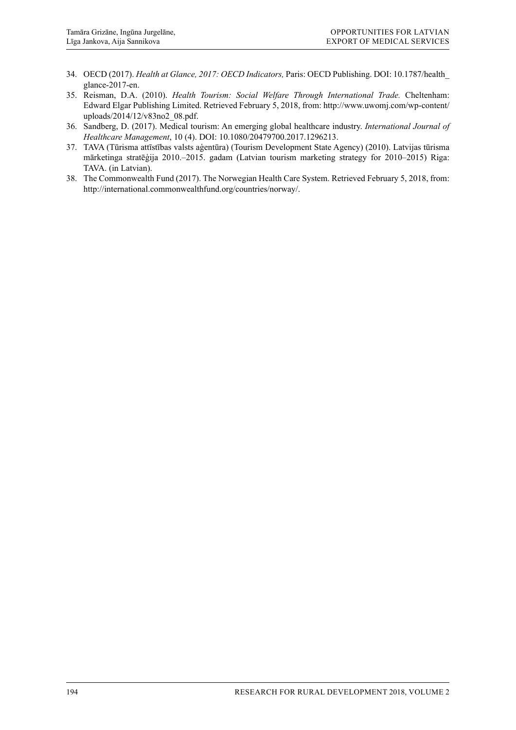34. OECD (2017). *Health at Glance, 2017: OECD Indicators,* Paris: OECD Publishing. DOI: 10.1787/health_glance-2017-en.
35. Reisman, D.A. (2010). *Health Tourism: Social Welfare Through International Trade.* Cheltenham: Edward Elgar Publishing Limited. Retrieved February 5, 2018, from: http://www.uwomj.com/wp-content/uploads/2014/12/v83no2_08.pdf.
36. Sandberg, D. (2017). Medical tourism: An emerging global healthcare industry. *International Journal of Healthcare Management*, 10 (4). DOI: 10.1080/20479700.2017.1296213.
37. TAVA (Tūrisma attīstības valsts aģentūra) (Tourism Development State Agency) (2010). Latvijas tūrisma mārketinga stratēģija 2010.–2015. gadam (Latvian tourism marketing strategy for 2010–2015) Riga: TAVA. (in Latvian).
38. The Commonwealth Fund (2017). The Norwegian Health Care System. Retrieved February 5, 2018, from: http://international.commonwealthfund.org/countries/norway/.